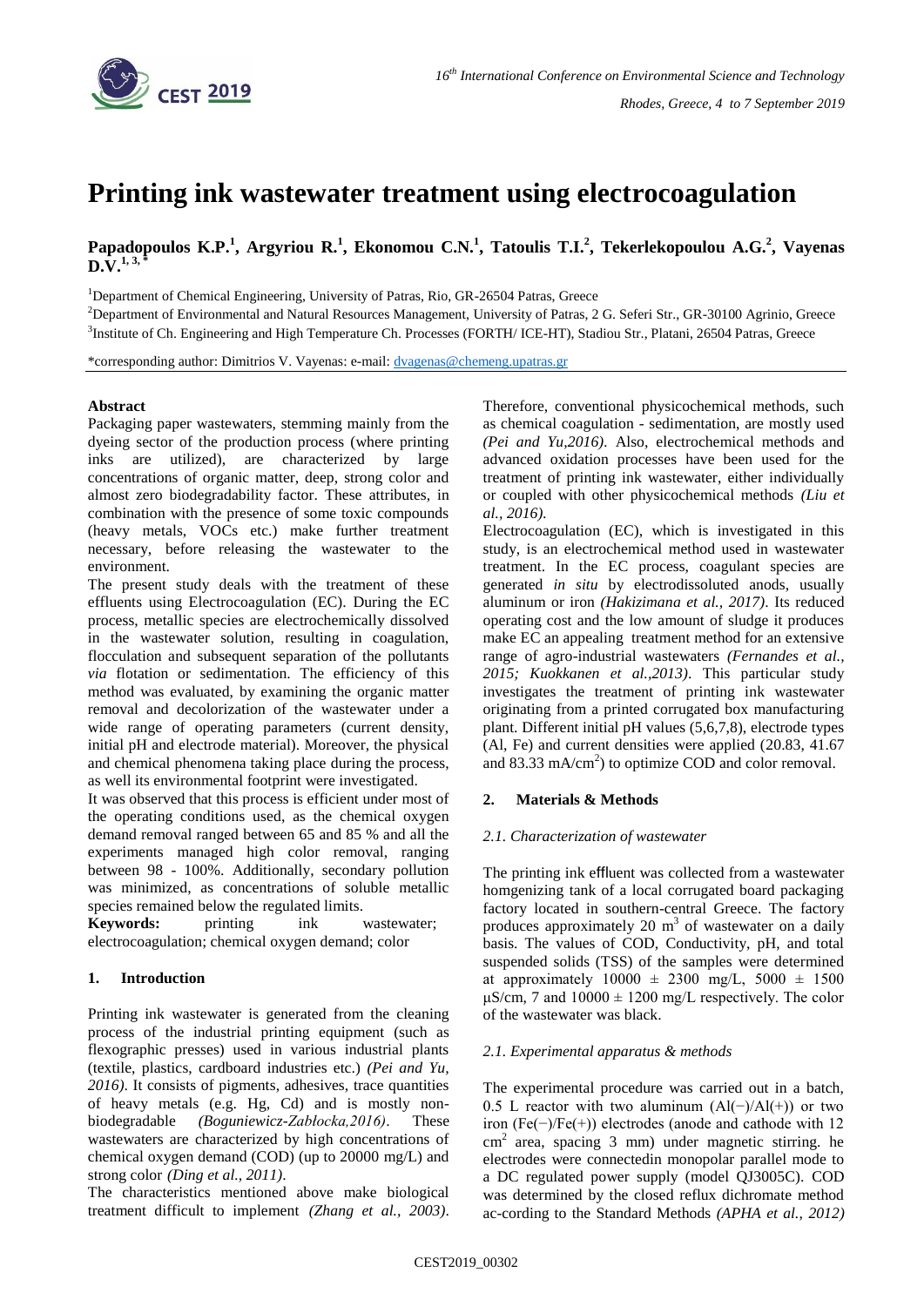# Printing ink wastewater treatment using electrocoagulation

**Papadopoulos K.P.[1], Argyriou R.[1], Ekonomou C.N.[1], Tatoulis T.I.[2], Tekerlekopoulou A.G.[2], Vayenas D.V.[1, 3, *]**

[1]Department of Chemical Engineering, University of Patras, Rio, GR-26504 Patras, Greece

[2]Department of Environmental and Natural Resources Management, University of Patras, 2 G. Seferi Str., GR-30100 Agrinio, Greece

[3]Institute of Ch. Engineering and High Temperature Ch. Processes (FORTH/ ICE-HT), Stadiou Str., Platani, 26504 Patras, Greece

*corresponding author: Dimitrios V. Vayenas: e-mail: dvagenas@chemeng.upatras.gr

**Abstract**

Packaging paper wastewaters, stemming mainly from the dyeing sector of the production process (where printing inks are utilized), are characterized by large concentrations of organic matter, deep, strong color and almost zero biodegradability factor. These attributes, in combination with the presence of some toxic compounds (heavy metals, VOCs etc.) make further treatment necessary, before releasing the wastewater to the environment.

The present study deals with the treatment of these effluents using Electrocoagulation (EC). During the EC process, metallic species are electrochemically dissolved in the wastewater solution, resulting in coagulation, flocculation and subsequent separation of the pollutants *via* flotation or sedimentation. The efficiency of this method was evaluated, by examining the organic matter removal and decolorization of the wastewater under a wide range of operating parameters (current density, initial pH and electrode material). Moreover, the physical and chemical phenomena taking place during the process, as well its environmental footprint were investigated.

It was observed that this process is efficient under most of the operating conditions used, as the chemical oxygen demand removal ranged between 65 and 85 % and all the experiments managed high color removal, ranging between 98 - 100%. Additionally, secondary pollution was minimized, as concentrations of soluble metallic species remained below the regulated limits.

**Keywords:** printing ink wastewater; electrocoagulation; chemical oxygen demand; color

## 1. Introduction

Printing ink wastewater is generated from the cleaning process of the industrial printing equipment (such as flexographic presses) used in various industrial plants (textile, plastics, cardboard industries etc.) *(Pei and Yu, 2016)*. It consists of pigments, adhesives, trace quantities of heavy metals (e.g. Hg, Cd) and is mostly non-biodegradable *(Boguniewicz-Zabłocka,2016)*. These wastewaters are characterized by high concentrations of chemical oxygen demand (COD) (up to 20000 mg/L) and strong color *(Ding et al., 2011)*.

The characteristics mentioned above make biological treatment difficult to implement *(Zhang et al., 2003)*. Therefore, conventional physicochemical methods, such as chemical coagulation - sedimentation, are mostly used *(Pei and Yu,2016)*. Also, electrochemical methods and advanced oxidation processes have been used for the treatment of printing ink wastewater, either individually or coupled with other physicochemical methods *(Liu et al., 2016)*.

Electrocoagulation (EC), which is investigated in this study, is an electrochemical method used in wastewater treatment. In the EC process, coagulant species are generated *in situ* by electrodissoluted anods, usually aluminum or iron *(Hakizimana et al., 2017)*. Its reduced operating cost and the low amount of sludge it produces make EC an appealing treatment method for an extensive range of agro-industrial wastewaters *(Fernandes et al., 2015; Kuokkanen et al.,2013)*. This particular study investigates the treatment of printing ink wastewater originating from a printed corrugated box manufacturing plant. Different initial pH values (5,6,7,8), electrode types (Al, Fe) and current densities were applied (20.83, 41.67 and 83.33 $mA/cm^2$) to optimize COD and color removal.

## 2. Materials & Methods

### 2.1. Characterization of wastewater

The printing ink effluent was collected from a wastewater homgenizing tank of a local corrugated board packaging factory located in southern-central Greece. The factory produces approximately 20 $m^3$ of wastewater on a daily basis. The values of COD, Conductivity, pH, and total suspended solids (TSS) of the samples were determined at approximately 10000 ± 2300 mg/L, 5000 ± 1500 μS/cm, 7 and 10000 ± 1200 mg/L respectively. The color of the wastewater was black.

### 2.1. Experimental apparatus & methods

The experimental procedure was carried out in a batch, 0.5 L reactor with two aluminum (Al(−)/Al(+)) or two iron (Fe(−)/Fe(+)) electrodes (anode and cathode with 12 $cm^2$ area, spacing 3 mm) under magnetic stirring. he electrodes were connectedin monopolar parallel mode to a DC regulated power supply (model QJ3005C). COD was determined by the closed reflux dichromate method ac-cording to the Standard Methods *(APHA et al., 2012)*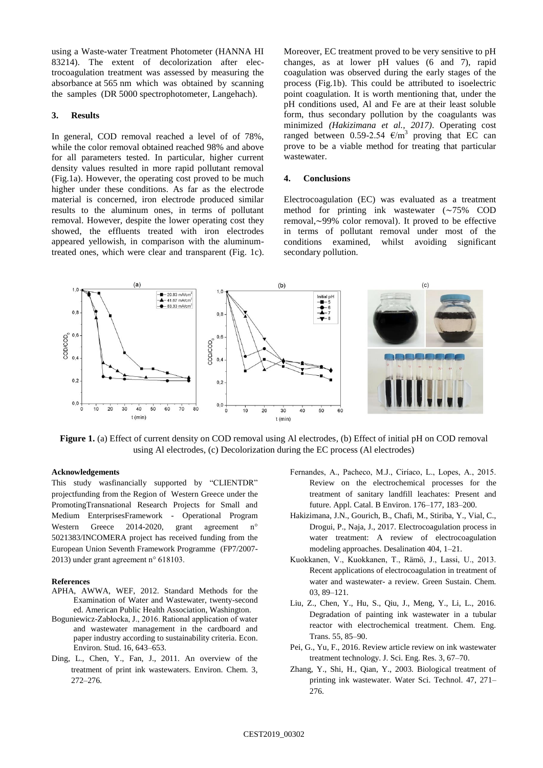using a Waste-water Treatment Photometer (HANNA HI 83214). The extent of decolorization after electrocoagulation treatment was assessed by measuring the absorbance at 565 nm which was obtained by scanning the samples (DR 5000 spectrophotometer, Langehach).

## 3. Results

In general, COD removal reached a level of of 78%, while the color removal obtained reached 98% and above for all parameters tested. In particular, higher current density values resulted in more rapid pollutant removal (Fig.1a). However, the operating cost proved to be much higher under these conditions. As far as the electrode material is concerned, iron electrode produced similar results to the aluminum ones, in terms of pollutant removal. However, despite the lower operating cost they showed, the effluents treated with iron electrodes appeared yellowish, in comparison with the aluminum-treated ones, which were clear and transparent (Fig. 1c). Moreover, EC treatment proved to be very sensitive to pH changes, as at lower pH values (6 and 7), rapid coagulation was observed during the early stages of the process (Fig.1b). This could be attributed to isoelectric point coagulation. It is worth mentioning that, under the pH conditions used, Al and Fe are at their least soluble form, thus secondary pollution by the coagulants was minimized *(Hakizimana et al., 2017)*. Operating cost ranged between 0.59-2.54 €/m$^3$ proving that EC can prove to be a viable method for treating that particular wastewater.

## 4. Conclusions

Electrocoagulation (EC) was evaluated as a treatment method for printing ink wastewater (∼75% COD removal,∼99% color removal). It proved to be effective in terms of pollutant removal under most of the conditions examined, whilst avoiding significant secondary pollution.

(a)

COD/COD$_0$

t (min)

20.83 mA/cm$^2$
41.67 mA/cm$^2$
83.33 mA/cm$^2$

(b)

COD/COD$_0$

t (min)

Initial pH
5
6
7
8

(c)

**Figure 1.** (a) Effect of current density on COD removal using Al electrodes, (b) Effect of initial pH on COD removal using Al electrodes, (c) Decolorization during the EC process (Al electrodes)

**Acknowledgements**

This study wasfinancially supported by "CLIENTDR" projectfunding from the Region of Western Greece under the PromotingTransnational Research Projects for Small and Medium EnterprisesFramework - Operational Program Western Greece 2014-2020, grant agreement n° 5021383/INCOMERA project has received funding from the European Union Seventh Framework Programme (FP7/2007-2013) under grant agreement n° 618103.

**References**

APHA, AWWA, WEF, 2012. Standard Methods for the Examination of Water and Wastewater, twenty-second ed. American Public Health Association, Washington.

Boguniewicz-Zabłocka, J., 2016. Rational application of water and wastewater management in the cardboard and paper industry according to sustainability criteria. Econ. Environ. Stud. 16, 643–653.

Ding, L., Chen, Y., Fan, J., 2011. An overview of the treatment of print ink wastewaters. Environ. Chem. 3, 272–276.

Fernandes, A., Pacheco, M.J., Ciríaco, L., Lopes, A., 2015. Review on the electrochemical processes for the treatment of sanitary landfill leachates: Present and future. Appl. Catal. B Environ. 176–177, 183–200.

Hakizimana, J.N., Gourich, B., Chafi, M., Stiriba, Y., Vial, C., Drogui, P., Naja, J., 2017. Electrocoagulation process in water treatment: A review of electrocoagulation modeling approaches. Desalination 404, 1–21.

Kuokkanen, V., Kuokkanen, T., Rämö, J., Lassi, U., 2013. Recent applications of electrocoagulation in treatment of water and wastewater- a review. Green Sustain. Chem. 03, 89–121.

Liu, Z., Chen, Y., Hu, S., Qiu, J., Meng, Y., Li, L., 2016. Degradation of painting ink wastewater in a tubular reactor with electrochemical treatment. Chem. Eng. Trans. 55, 85–90.

Pei, G., Yu, F., 2016. Review article review on ink wastewater treatment technology. J. Sci. Eng. Res. 3, 67–70.

Zhang, Y., Shi, H., Qian, Y., 2003. Biological treatment of printing ink wastewater. Water Sci. Technol. 47, 271–276.